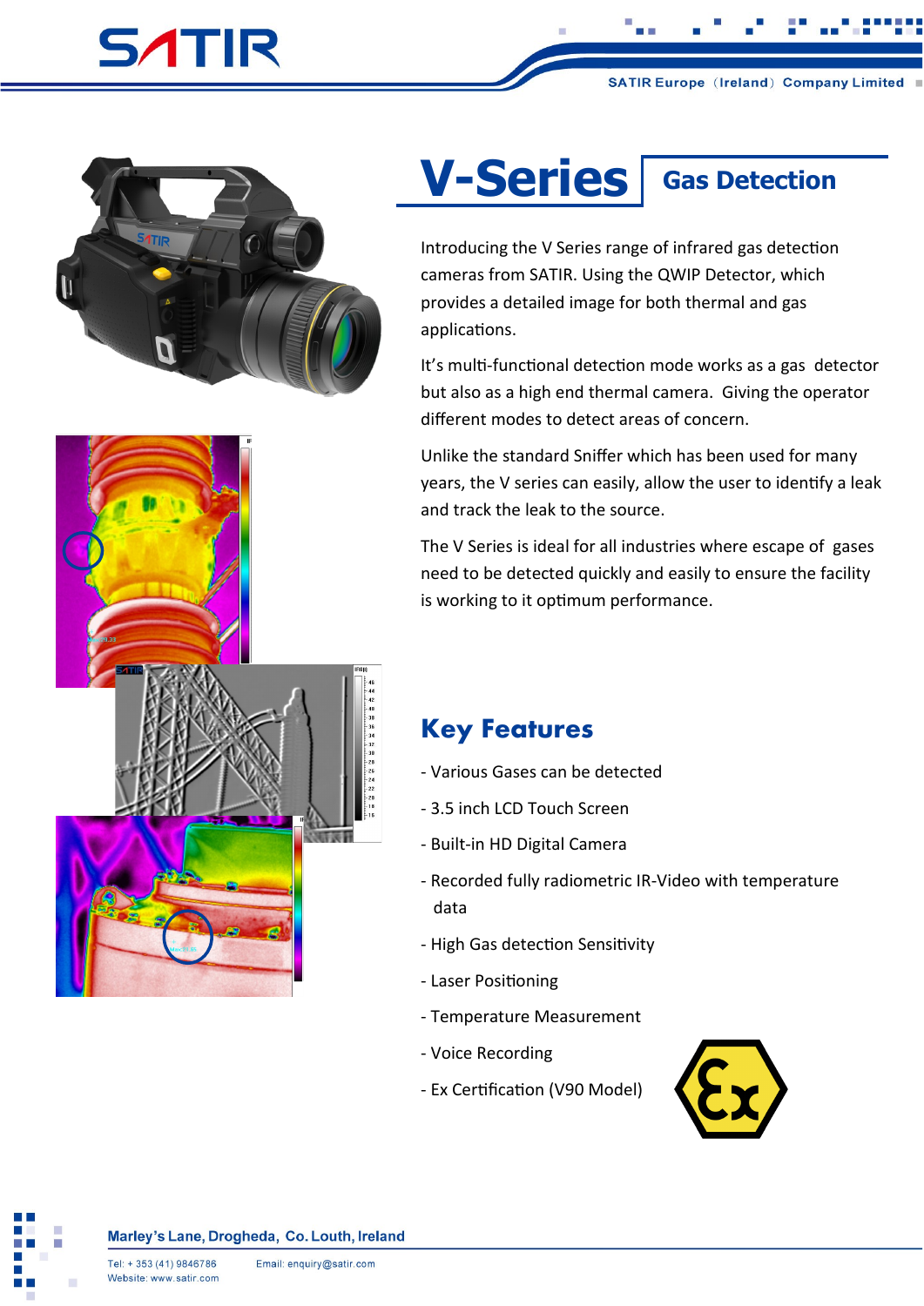# V-Series

## Gas Detection

Introducing the V Series range of infrared gas detection cameras from SATIR. Using the QWIP Detector, which provides a detailed image for both thermal and gas applications.

It's multi-functional detection mode works as a gas detector but also as a high end thermal camera. Giving the operator different modes to detect areas of concern.

Unlike the standard Sniffer which has been used for many years, the V series can easily, allow the user to identify a leak and track the leak to the source.

The V Series is ideal for all industries where escape of gases need to be detected quickly and easily to ensure the facility is working to it optimum performance.

## Key Features

- Various Gases can be detected
- 3.5 inch LCD Touch Screen
- Built-in HD Digital Camera
- Recorded fully radiometric IR-Video with temperature data
- High Gas detection Sensitivity
- Laser Positioning
- Temperature Measurement
- Voice Recording
- Ex Certification (V90 Model)

**Marley's Lane, Drogheda, Co. Louth, Ireland**

Tel: + 353 (41) 9846786
Email: enquiry@satir.com
Website: www.satir.com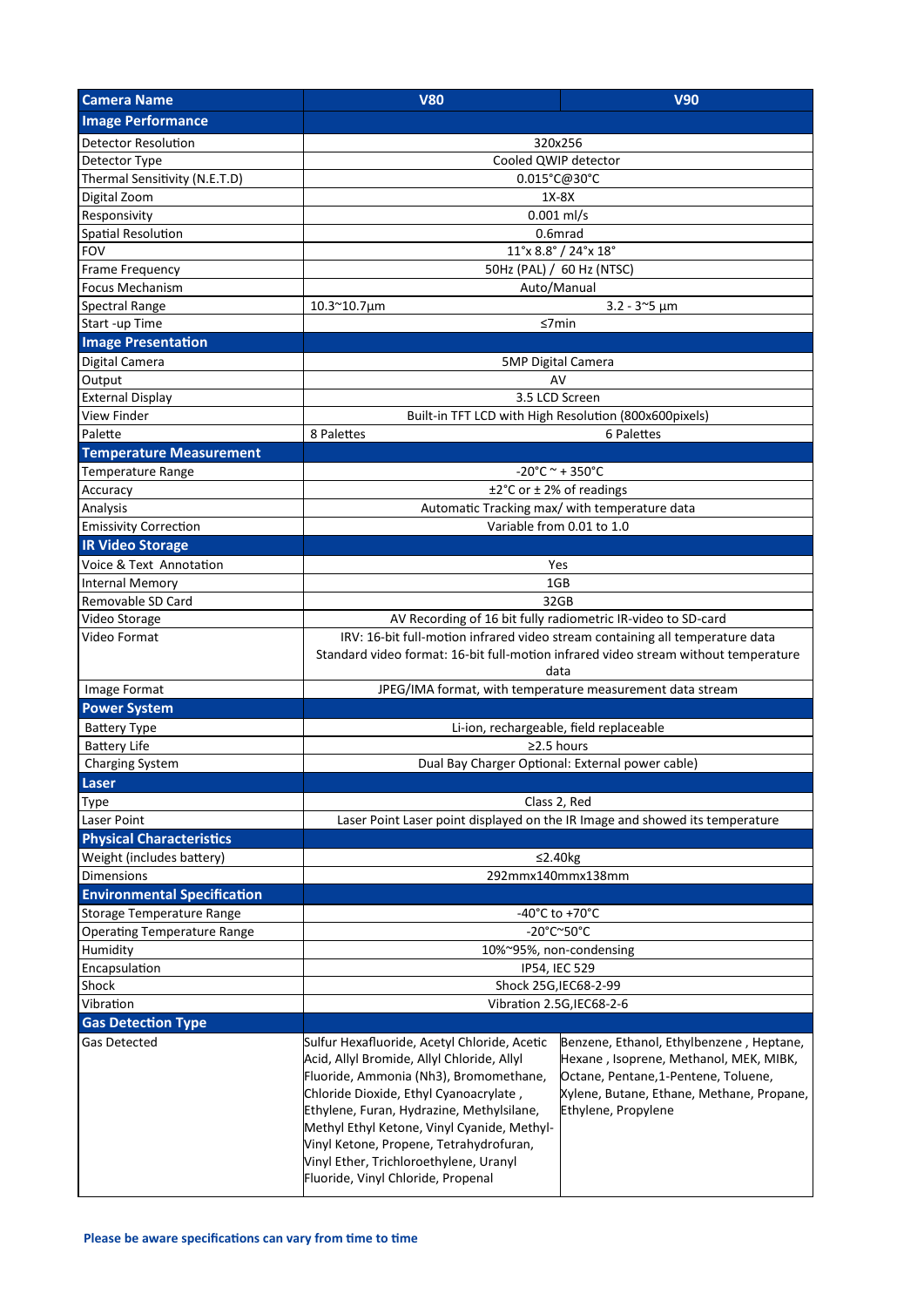| Camera Name | V80 | V90 |
|---|---|---|
| **Image Performance** | | |
| Detector Resolution | 320x256 | |
| Detector Type | Cooled QWIP detector | |
| Thermal Sensitivity (N.E.T.D) | 0.015°C@30°C | |
| Digital Zoom | 1X-8X | |
| Responsivity | 0.001 ml/s | |
| Spatial Resolution | 0.6mrad | |
| FOV | 11°x 8.8° / 24°x 18° | |
| Frame Frequency | 50Hz (PAL) / 60 Hz (NTSC) | |
| Focus Mechanism | Auto/Manual | |
| Spectral Range | 10.3~10.7µm | 3.2 - 3~5 µm |
| Start -up Time | ≤7min | |
| **Image Presentation** | | |
| Digital Camera | 5MP Digital Camera | |
| Output | AV | |
| External Display | 3.5 LCD Screen | |
| View Finder | Built-in TFT LCD with High Resolution (800x600pixels) | |
| Palette | 8 Palettes | 6 Palettes |
| **Temperature Measurement** | | |
| Temperature Range | -20°C ~ + 350°C | |
| Accuracy | ±2°C or ± 2% of readings | |
| Analysis | Automatic Tracking max/ with temperature data | |
| Emissivity Correction | Variable from 0.01 to 1.0 | |
| **IR Video Storage** | | |
| Voice & Text Annotation | Yes | |
| Internal Memory | 1GB | |
| Removable SD Card | 32GB | |
| Video Storage | AV Recording of 16 bit fully radiometric IR-video to SD-card | |
| Video Format | IRV: 16-bit full-motion infrared video stream containing all temperature data<br>Standard video format: 16-bit full-motion infrared video stream without temperature data | |
| Image Format | JPEG/IMA format, with temperature measurement data stream | |
| **Power System** | | |
| Battery Type | Li-ion, rechargeable, field replaceable | |
| Battery Life | ≥2.5 hours | |
| Charging System | Dual Bay Charger Optional: External power cable) | |
| **Laser** | | |
| Type | Class 2, Red | |
| Laser Point | Laser Point Laser point displayed on the IR Image and showed its temperature | |
| **Physical Characteristics** | | |
| Weight (includes battery) | ≤2.40kg | |
| Dimensions | 292mmx140mmx138mm | |
| **Environmental Specification** | | |
| Storage Temperature Range | -40°C to +70°C | |
| Operating Temperature Range | -20°C~50°C | |
| Humidity | 10%~95%, non-condensing | |
| Encapsulation | IP54, IEC 529 | |
| Shock | Shock 25G,IEC68-2-99 | |
| Vibration | Vibration 2.5G,IEC68-2-6 | |
| **Gas Detection Type** | | |
| Gas Detected | Sulfur Hexafluoride, Acetyl Chloride, Acetic Acid, Allyl Bromide, Allyl Chloride, Allyl Fluoride, Ammonia (Nh3), Bromomethane, Chloride Dioxide, Ethyl Cyanoacrylate , Ethylene, Furan, Hydrazine, Methylsilane, Methyl Ethyl Ketone, Vinyl Cyanide, Methyl-Vinyl Ketone, Propene, Tetrahydrofuran, Vinyl Ether, Trichloroethylene, Uranyl Fluoride, Vinyl Chloride, Propenal | Benzene, Ethanol, Ethylbenzene , Heptane, Hexane , Isoprene, Methanol, MEK, MIBK, Octane, Pentane,1-Pentene, Toluene, Xylene, Butane, Ethane, Methane, Propane, Ethylene, Propylene |

**Please be aware specifications can vary from time to time**